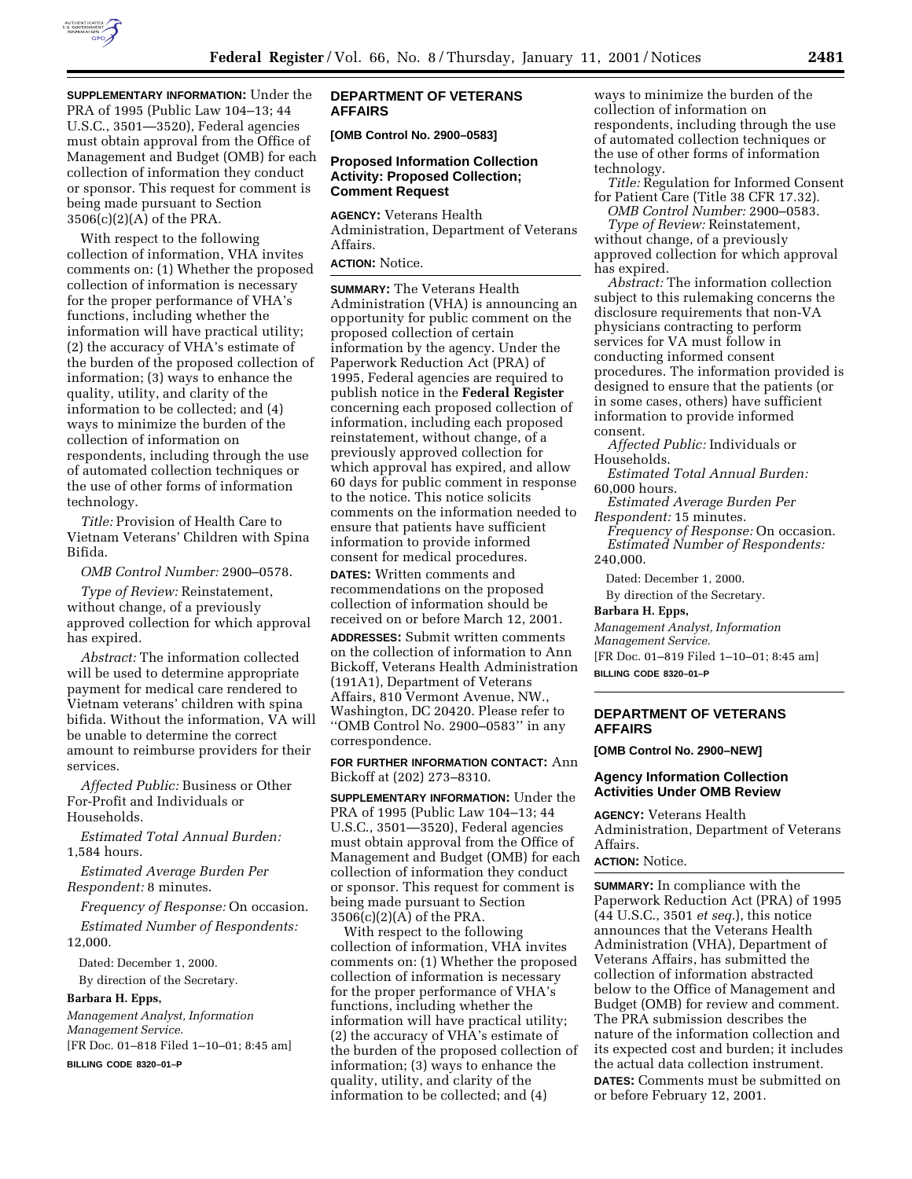**SUPPLEMENTARY INFORMATION:** Under the PRA of 1995 (Public Law 104–13; 44 U.S.C., 3501—3520), Federal agencies must obtain approval from the Office of Management and Budget (OMB) for each collection of information they conduct or sponsor. This request for comment is being made pursuant to Section 3506(c)(2)(A) of the PRA.

With respect to the following collection of information, VHA invites comments on: (1) Whether the proposed collection of information is necessary for the proper performance of VHA's functions, including whether the information will have practical utility; (2) the accuracy of VHA's estimate of the burden of the proposed collection of information; (3) ways to enhance the quality, utility, and clarity of the information to be collected; and (4) ways to minimize the burden of the collection of information on respondents, including through the use of automated collection techniques or the use of other forms of information technology.

*Title:* Provision of Health Care to Vietnam Veterans' Children with Spina Bifida.

*OMB Control Number:* 2900–0578.

*Type of Review:* Reinstatement, without change, of a previously approved collection for which approval has expired.

*Abstract:* The information collected will be used to determine appropriate payment for medical care rendered to Vietnam veterans' children with spina bifida. Without the information, VA will be unable to determine the correct amount to reimburse providers for their services.

*Affected Public:* Business or Other For-Profit and Individuals or Households.

*Estimated Total Annual Burden:* 1,584 hours.

*Estimated Average Burden Per Respondent:* 8 minutes.

*Frequency of Response:* On occasion.

*Estimated Number of Respondents:* 12,000.

Dated: December 1, 2000.

By direction of the Secretary.

**Barbara H. Epps,**

*Management Analyst, Information Management Service.*

[FR Doc. 01–818 Filed 1–10–01; 8:45 am]

**BILLING CODE 8320–01–P**

## DEPARTMENT OF VETERANS AFFAIRS

**[OMB Control No. 2900–0583]**

### Proposed Information Collection Activity: Proposed Collection; Comment Request

**AGENCY:** Veterans Health Administration, Department of Veterans Affairs.

**ACTION:** Notice.

**SUMMARY:** The Veterans Health Administration (VHA) is announcing an opportunity for public comment on the proposed collection of certain information by the agency. Under the Paperwork Reduction Act (PRA) of 1995, Federal agencies are required to publish notice in the **Federal Register** concerning each proposed collection of information, including each proposed reinstatement, without change, of a previously approved collection for which approval has expired, and allow 60 days for public comment in response to the notice. This notice solicits comments on the information needed to ensure that patients have sufficient information to provide informed consent for medical procedures.

**DATES:** Written comments and recommendations on the proposed collection of information should be received on or before March 12, 2001.

**ADDRESSES:** Submit written comments on the collection of information to Ann Bickoff, Veterans Health Administration (191A1), Department of Veterans Affairs, 810 Vermont Avenue, NW., Washington, DC 20420. Please refer to ''OMB Control No. 2900–0583'' in any correspondence.

**FOR FURTHER INFORMATION CONTACT:** Ann Bickoff at (202) 273–8310.

**SUPPLEMENTARY INFORMATION:** Under the PRA of 1995 (Public Law 104–13; 44 U.S.C., 3501—3520), Federal agencies must obtain approval from the Office of Management and Budget (OMB) for each collection of information they conduct or sponsor. This request for comment is being made pursuant to Section 3506(c)(2)(A) of the PRA.

With respect to the following collection of information, VHA invites comments on: (1) Whether the proposed collection of information is necessary for the proper performance of VHA's functions, including whether the information will have practical utility; (2) the accuracy of VHA's estimate of the burden of the proposed collection of information; (3) ways to enhance the quality, utility, and clarity of the information to be collected; and (4) ways to minimize the burden of the collection of information on respondents, including through the use of automated collection techniques or the use of other forms of information technology.

*Title:* Regulation for Informed Consent for Patient Care (Title 38 CFR 17.32).

*OMB Control Number:* 2900–0583.

*Type of Review:* Reinstatement, without change, of a previously approved collection for which approval has expired.

*Abstract:* The information collection subject to this rulemaking concerns the disclosure requirements that non-VA physicians contracting to perform services for VA must follow in conducting informed consent procedures. The information provided is designed to ensure that the patients (or in some cases, others) have sufficient information to provide informed consent.

*Affected Public:* Individuals or Households.

*Estimated Total Annual Burden:* 60,000 hours.

*Estimated Average Burden Per Respondent:* 15 minutes.

*Frequency of Response:* On occasion.

*Estimated Number of Respondents:* 240,000.

Dated: December 1, 2000.

By direction of the Secretary.

**Barbara H. Epps,**

*Management Analyst, Information Management Service.*

[FR Doc. 01–819 Filed 1–10–01; 8:45 am]

**BILLING CODE 8320–01–P**

## DEPARTMENT OF VETERANS AFFAIRS

**[OMB Control No. 2900–NEW]**

### Agency Information Collection Activities Under OMB Review

**AGENCY:** Veterans Health Administration, Department of Veterans Affairs.

**ACTION:** Notice.

**SUMMARY:** In compliance with the Paperwork Reduction Act (PRA) of 1995 (44 U.S.C., 3501 *et seq.*), this notice announces that the Veterans Health Administration (VHA), Department of Veterans Affairs, has submitted the collection of information abstracted below to the Office of Management and Budget (OMB) for review and comment. The PRA submission describes the nature of the information collection and its expected cost and burden; it includes the actual data collection instrument.

**DATES:** Comments must be submitted on or before February 12, 2001.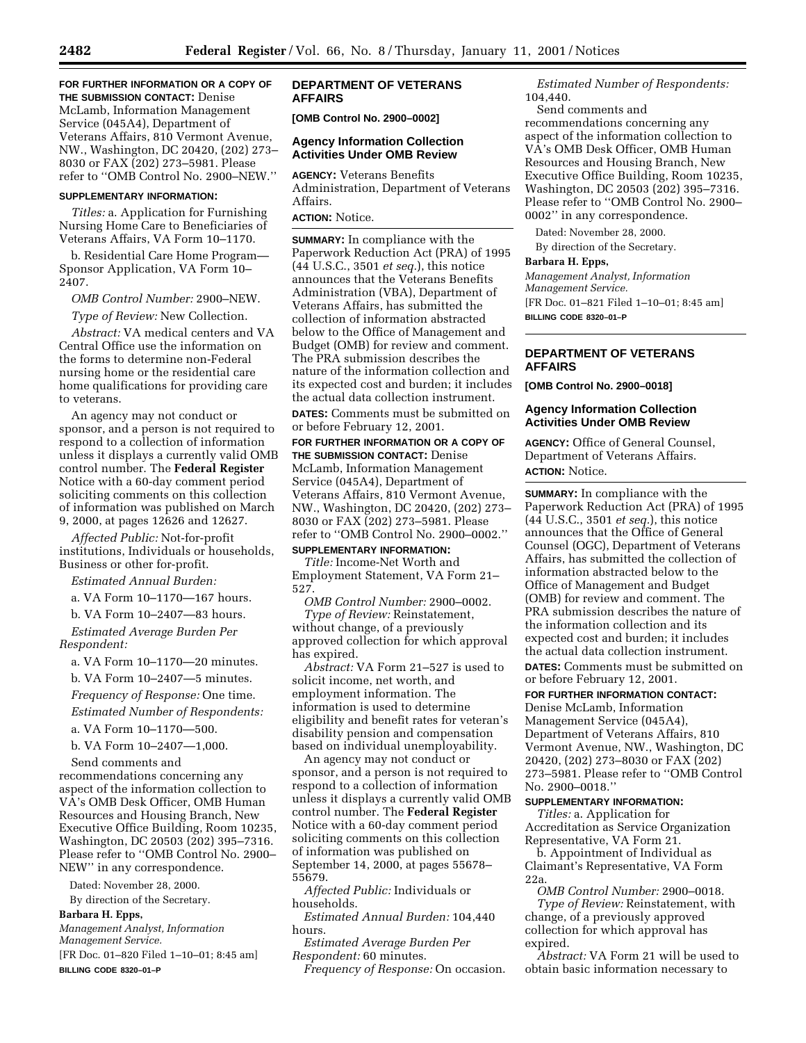**FOR FURTHER INFORMATION OR A COPY OF THE SUBMISSION CONTACT:** Denise McLamb, Information Management Service (045A4), Department of Veterans Affairs, 810 Vermont Avenue, NW., Washington, DC 20420, (202) 273–8030 or FAX (202) 273–5981. Please refer to ''OMB Control No. 2900–NEW.''

**SUPPLEMENTARY INFORMATION:**

*Titles:* a. Application for Furnishing Nursing Home Care to Beneficiaries of Veterans Affairs, VA Form 10–1170.

b. Residential Care Home Program—Sponsor Application, VA Form 10–2407.

*OMB Control Number:* 2900–NEW.

*Type of Review:* New Collection.

*Abstract:* VA medical centers and VA Central Office use the information on the forms to determine non-Federal nursing home or the residential care home qualifications for providing care to veterans.

An agency may not conduct or sponsor, and a person is not required to respond to a collection of information unless it displays a currently valid OMB control number. The **Federal Register** Notice with a 60-day comment period soliciting comments on this collection of information was published on March 9, 2000, at pages 12626 and 12627.

*Affected Public:* Not-for-profit institutions, Individuals or households, Business or other for-profit.

*Estimated Annual Burden:*

a. VA Form 10–1170—167 hours.

b. VA Form 10–2407—83 hours.

*Estimated Average Burden Per Respondent:*

a. VA Form 10–1170—20 minutes.

b. VA Form 10–2407—5 minutes.

*Frequency of Response:* One time.

*Estimated Number of Respondents:*

a. VA Form 10–1170—500.

b. VA Form 10–2407—1,000.

Send comments and recommendations concerning any aspect of the information collection to VA's OMB Desk Officer, OMB Human Resources and Housing Branch, New Executive Office Building, Room 10235, Washington, DC 20503 (202) 395–7316. Please refer to ''OMB Control No. 2900–NEW'' in any correspondence.

Dated: November 28, 2000.

By direction of the Secretary.

**Barbara H. Epps,**

*Management Analyst, Information Management Service.*

[FR Doc. 01–820 Filed 1–10–01; 8:45 am]

**BILLING CODE 8320–01–P**

## DEPARTMENT OF VETERANS AFFAIRS

**[OMB Control No. 2900–0002]**

### Agency Information Collection Activities Under OMB Review

**AGENCY:** Veterans Benefits Administration, Department of Veterans Affairs.

**ACTION:** Notice.

**SUMMARY:** In compliance with the Paperwork Reduction Act (PRA) of 1995 (44 U.S.C., 3501 *et seq.*), this notice announces that the Veterans Benefits Administration (VBA), Department of Veterans Affairs, has submitted the collection of information abstracted below to the Office of Management and Budget (OMB) for review and comment. The PRA submission describes the nature of the information collection and its expected cost and burden; it includes the actual data collection instrument.

**DATES:** Comments must be submitted on or before February 12, 2001.

**FOR FURTHER INFORMATION OR A COPY OF THE SUBMISSION CONTACT:** Denise McLamb, Information Management Service (045A4), Department of Veterans Affairs, 810 Vermont Avenue, NW., Washington, DC 20420, (202) 273–8030 or FAX (202) 273–5981. Please refer to ''OMB Control No. 2900–0002.''

**SUPPLEMENTARY INFORMATION:**

*Title:* Income-Net Worth and Employment Statement, VA Form 21–527.

*OMB Control Number:* 2900–0002.

*Type of Review:* Reinstatement, without change, of a previously approved collection for which approval has expired.

*Abstract:* VA Form 21–527 is used to solicit income, net worth, and employment information. The information is used to determine eligibility and benefit rates for veteran's disability pension and compensation based on individual unemployability.

An agency may not conduct or sponsor, and a person is not required to respond to a collection of information unless it displays a currently valid OMB control number. The **Federal Register** Notice with a 60-day comment period soliciting comments on this collection of information was published on September 14, 2000, at pages 55678–55679.

*Affected Public:* Individuals or households.

*Estimated Annual Burden:* 104,440 hours.

*Estimated Average Burden Per Respondent:* 60 minutes.

*Frequency of Response:* On occasion.

*Estimated Number of Respondents:* 104,440.

Send comments and recommendations concerning any aspect of the information collection to VA's OMB Desk Officer, OMB Human Resources and Housing Branch, New Executive Office Building, Room 10235, Washington, DC 20503 (202) 395–7316. Please refer to ''OMB Control No. 2900–0002'' in any correspondence.

Dated: November 28, 2000.

By direction of the Secretary.

**Barbara H. Epps,**

*Management Analyst, Information Management Service.*

[FR Doc. 01–821 Filed 1–10–01; 8:45 am]

**BILLING CODE 8320–01–P**

## DEPARTMENT OF VETERANS AFFAIRS

**[OMB Control No. 2900–0018]**

### Agency Information Collection Activities Under OMB Review

**AGENCY:** Office of General Counsel, Department of Veterans Affairs.

**ACTION:** Notice.

**SUMMARY:** In compliance with the Paperwork Reduction Act (PRA) of 1995 (44 U.S.C., 3501 *et seq.*), this notice announces that the Office of General Counsel (OGC), Department of Veterans Affairs, has submitted the collection of information abstracted below to the Office of Management and Budget (OMB) for review and comment. The PRA submission describes the nature of the information collection and its expected cost and burden; it includes the actual data collection instrument.

**DATES:** Comments must be submitted on or before February 12, 2001.

**FOR FURTHER INFORMATION CONTACT:** Denise McLamb, Information Management Service (045A4), Department of Veterans Affairs, 810 Vermont Avenue, NW., Washington, DC 20420, (202) 273–8030 or FAX (202) 273–5981. Please refer to ''OMB Control No. 2900–0018.''

**SUPPLEMENTARY INFORMATION:**

*Titles:* a. Application for Accreditation as Service Organization Representative, VA Form 21.

b. Appointment of Individual as Claimant's Representative, VA Form 22a.

*OMB Control Number:* 2900–0018.

*Type of Review:* Reinstatement, with change, of a previously approved collection for which approval has expired.

*Abstract:* VA Form 21 will be used to obtain basic information necessary to